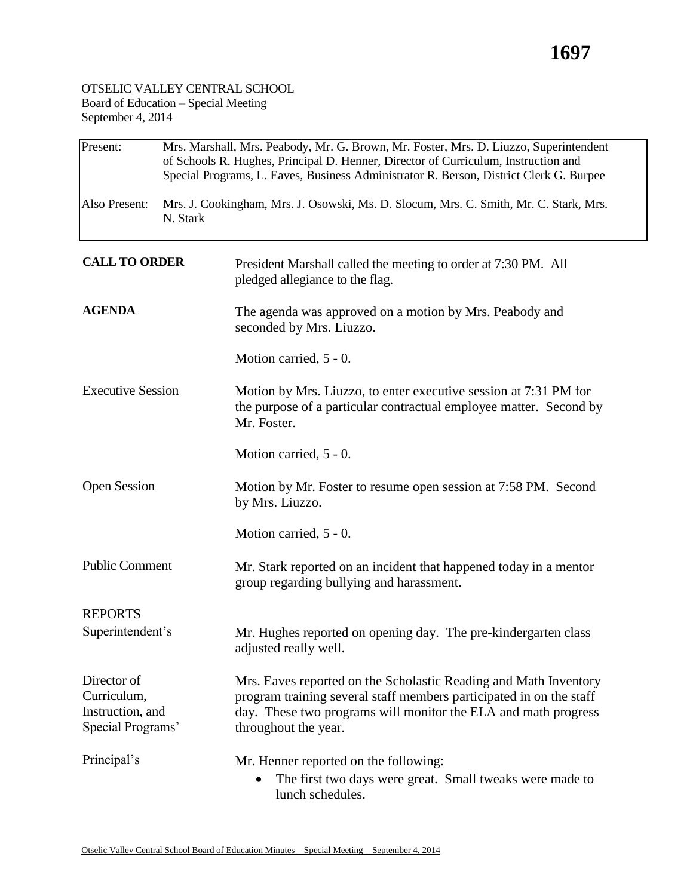OTSELIC VALLEY CENTRAL SCHOOL
Board of Education – Special Meeting
September 4, 2014

| | |
|---|---|
| Present: | Mrs. Marshall, Mrs. Peabody, Mr. G. Brown, Mr. Foster, Mrs. D. Liuzzo, Superintendent of Schools R. Hughes, Principal D. Henner, Director of Curriculum, Instruction and Special Programs, L. Eaves, Business Administrator R. Berson, District Clerk G. Burpee |
| Also Present: | Mrs. J. Cookingham, Mrs. J. Osowski, Ms. D. Slocum, Mrs. C. Smith, Mr. C. Stark, Mrs. N. Stark |

**CALL TO ORDER**

President Marshall called the meeting to order at 7:30 PM. All pledged allegiance to the flag.

**AGENDA**

The agenda was approved on a motion by Mrs. Peabody and seconded by Mrs. Liuzzo.

Motion carried, 5 - 0.

Executive Session

Motion by Mrs. Liuzzo, to enter executive session at 7:31 PM for the purpose of a particular contractual employee matter. Second by Mr. Foster.

Motion carried, 5 - 0.

Open Session

Motion by Mr. Foster to resume open session at 7:58 PM. Second by Mrs. Liuzzo.

Motion carried, 5 - 0.

Public Comment

Mr. Stark reported on an incident that happened today in a mentor group regarding bullying and harassment.

REPORTS

Superintendent's

Mr. Hughes reported on opening day. The pre-kindergarten class adjusted really well.

Director of Curriculum, Instruction, and Special Programs'

Mrs. Eaves reported on the Scholastic Reading and Math Inventory program training several staff members participated in on the staff day. These two programs will monitor the ELA and math progress throughout the year.

Principal's

Mr. Henner reported on the following:

- The first two days were great. Small tweaks were made to lunch schedules.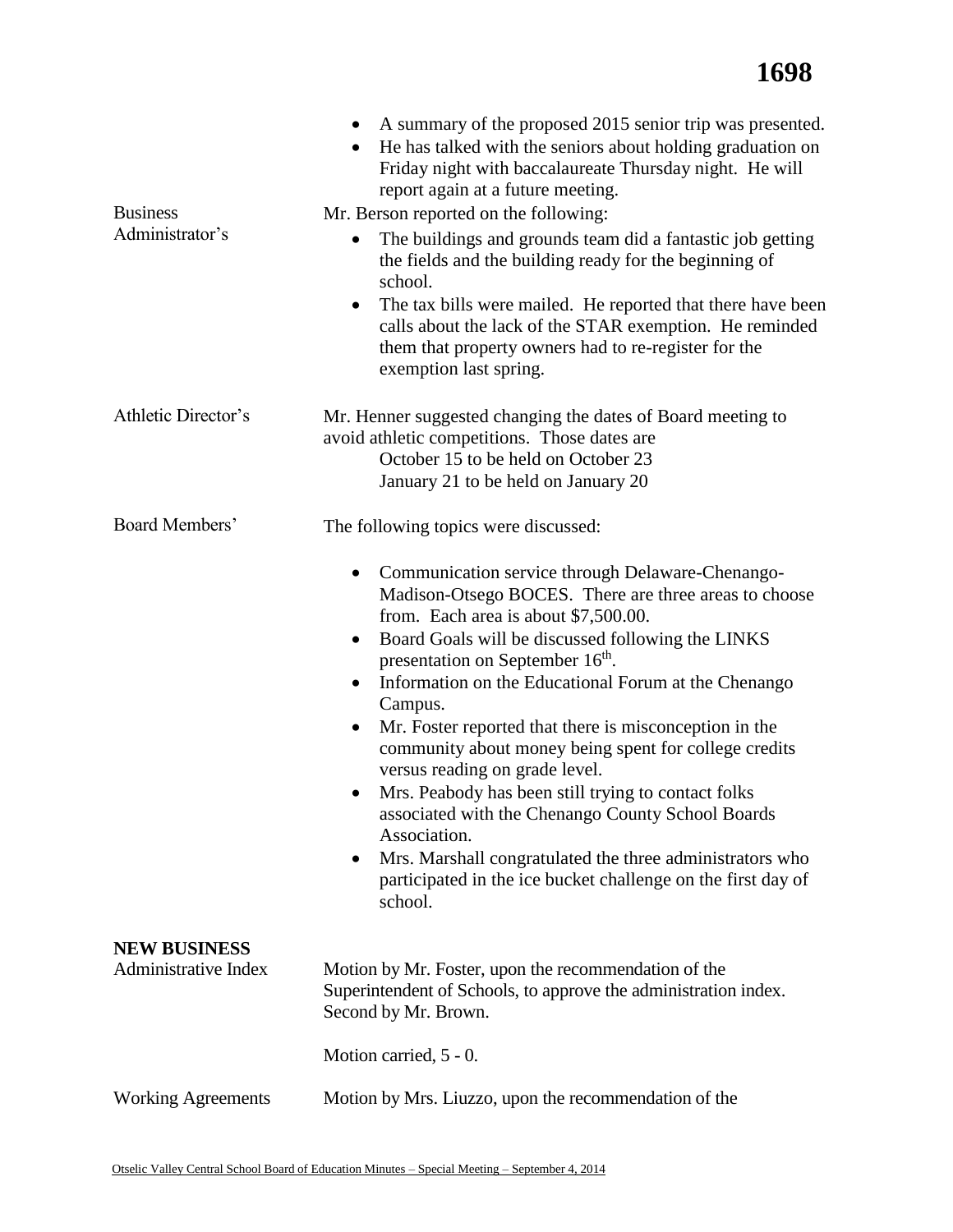- A summary of the proposed 2015 senior trip was presented.
- He has talked with the seniors about holding graduation on Friday night with baccalaureate Thursday night. He will report again at a future meeting.

Business Administrator's

Mr. Berson reported on the following:

- The buildings and grounds team did a fantastic job getting the fields and the building ready for the beginning of school.
- The tax bills were mailed. He reported that there have been calls about the lack of the STAR exemption. He reminded them that property owners had to re-register for the exemption last spring.

Athletic Director's

Mr. Henner suggested changing the dates of Board meeting to avoid athletic competitions. Those dates are
October 15 to be held on October 23
January 21 to be held on January 20

Board Members'

The following topics were discussed:

- Communication service through Delaware-Chenango-Madison-Otsego BOCES. There are three areas to choose from. Each area is about $7,500.00.
- Board Goals will be discussed following the LINKS presentation on September 16th.
- Information on the Educational Forum at the Chenango Campus.
- Mr. Foster reported that there is misconception in the community about money being spent for college credits versus reading on grade level.
- Mrs. Peabody has been still trying to contact folks associated with the Chenango County School Boards Association.
- Mrs. Marshall congratulated the three administrators who participated in the ice bucket challenge on the first day of school.

**NEW BUSINESS**

Administrative Index

Motion by Mr. Foster, upon the recommendation of the Superintendent of Schools, to approve the administration index. Second by Mr. Brown.

Motion carried, 5 - 0.

Working Agreements

Motion by Mrs. Liuzzo, upon the recommendation of the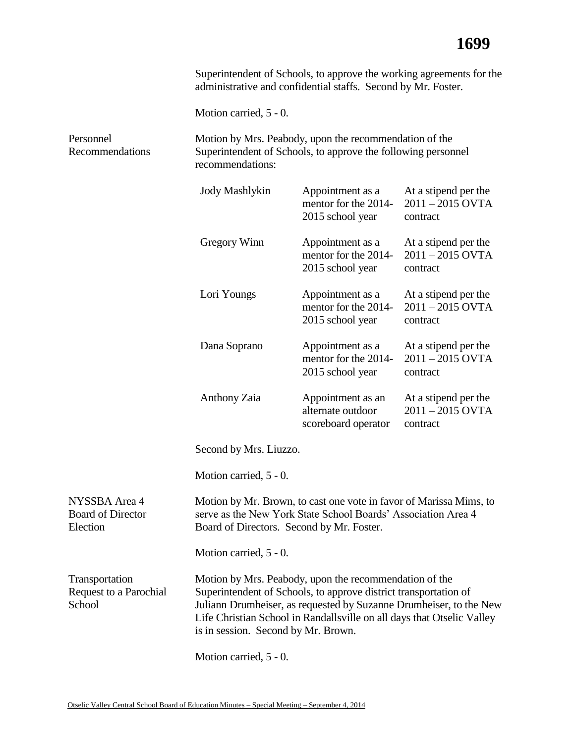Superintendent of Schools, to approve the working agreements for the administrative and confidential staffs. Second by Mr. Foster.

Motion carried, 5 - 0.

**Personnel Recommendations**

Motion by Mrs. Peabody, upon the recommendation of the Superintendent of Schools, to approve the following personnel recommendations:

| | | |
|---|---|---|
| Jody Mashlykin | Appointment as a mentor for the 2014-2015 school year | At a stipend per the 2011 – 2015 OVTA contract |
| Gregory Winn | Appointment as a mentor for the 2014-2015 school year | At a stipend per the 2011 – 2015 OVTA contract |
| Lori Youngs | Appointment as a mentor for the 2014-2015 school year | At a stipend per the 2011 – 2015 OVTA contract |
| Dana Soprano | Appointment as a mentor for the 2014-2015 school year | At a stipend per the 2011 – 2015 OVTA contract |
| Anthony Zaia | Appointment as an alternate outdoor scoreboard operator | At a stipend per the 2011 – 2015 OVTA contract |

Second by Mrs. Liuzzo.

Motion carried, 5 - 0.

**NYSSBA Area 4 Board of Director Election**

Motion by Mr. Brown, to cast one vote in favor of Marissa Mims, to serve as the New York State School Boards' Association Area 4 Board of Directors. Second by Mr. Foster.

Motion carried, 5 - 0.

**Transportation Request to a Parochial School**

Motion by Mrs. Peabody, upon the recommendation of the Superintendent of Schools, to approve district transportation of Juliann Drumheiser, as requested by Suzanne Drumheiser, to the New Life Christian School in Randallsville on all days that Otselic Valley is in session. Second by Mr. Brown.

Motion carried, 5 - 0.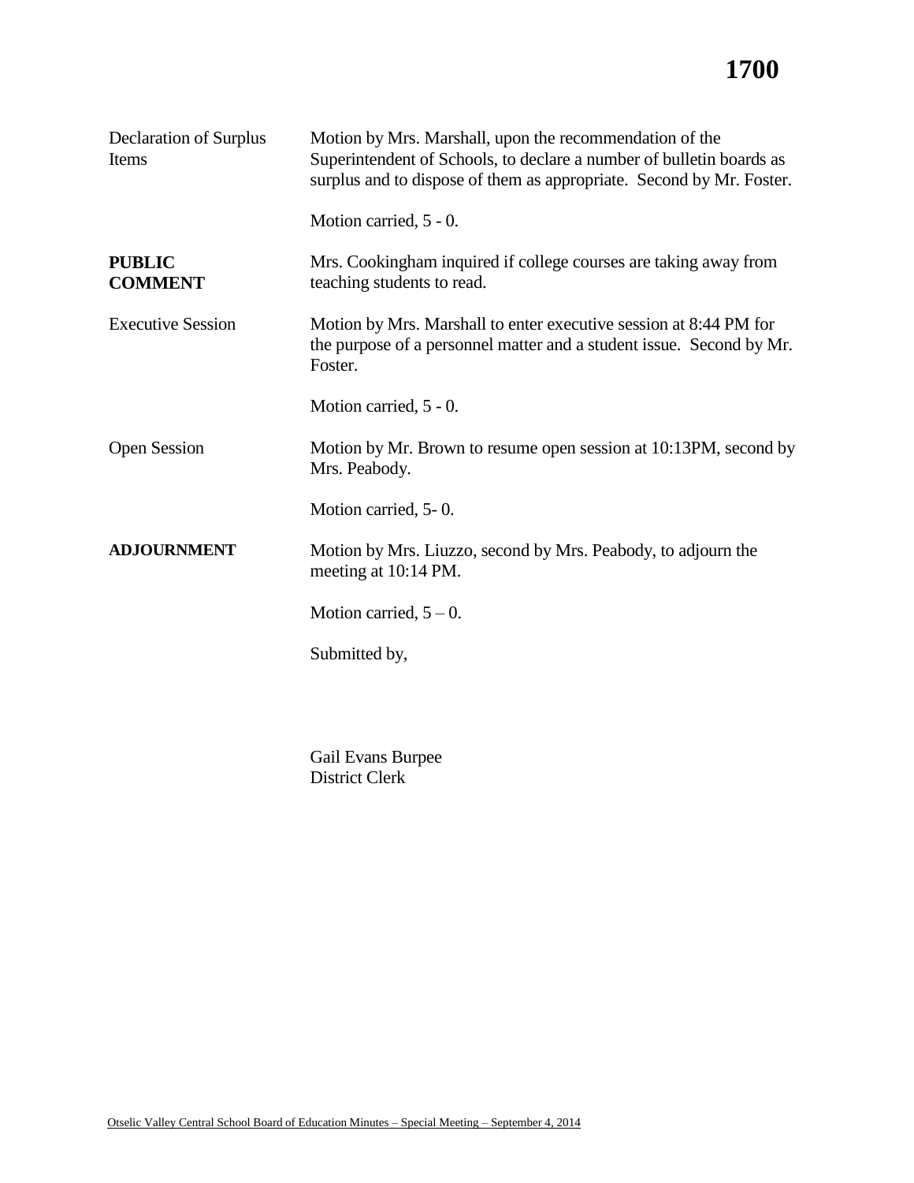| | |
|---|---|
| Declaration of Surplus Items | Motion by Mrs. Marshall, upon the recommendation of the Superintendent of Schools, to declare a number of bulletin boards as surplus and to dispose of them as appropriate. Second by Mr. Foster.<br><br>Motion carried, 5 - 0. |
| **PUBLIC COMMENT** | Mrs. Cookingham inquired if college courses are taking away from teaching students to read. |
| Executive Session | Motion by Mrs. Marshall to enter executive session at 8:44 PM for the purpose of a personnel matter and a student issue. Second by Mr. Foster.<br><br>Motion carried, 5 - 0. |
| Open Session | Motion by Mr. Brown to resume open session at 10:13PM, second by Mrs. Peabody.<br><br>Motion carried, 5- 0. |
| **ADJOURNMENT** | Motion by Mrs. Liuzzo, second by Mrs. Peabody, to adjourn the meeting at 10:14 PM.<br><br>Motion carried, 5 – 0.<br><br>Submitted by,<br><br>Gail Evans Burpee<br>District Clerk |